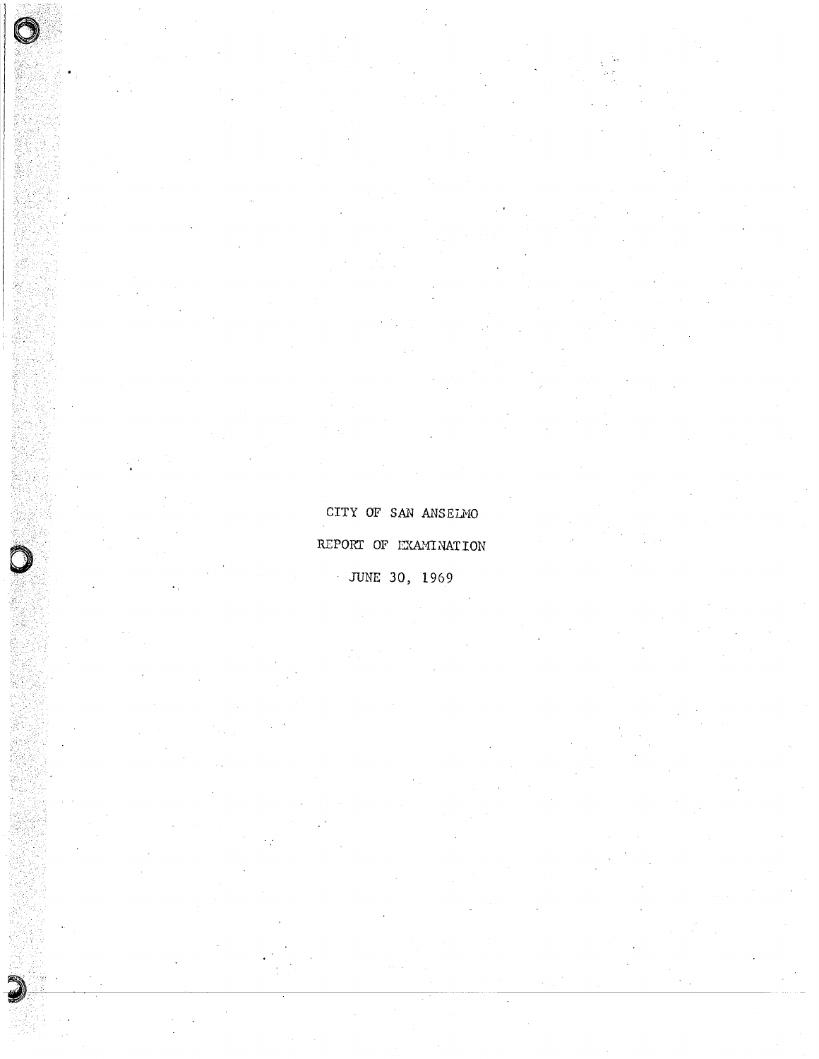# CITY OF SAN ANSELMO

## REPORT OF EXAMINATION

## JUNE 30, 1969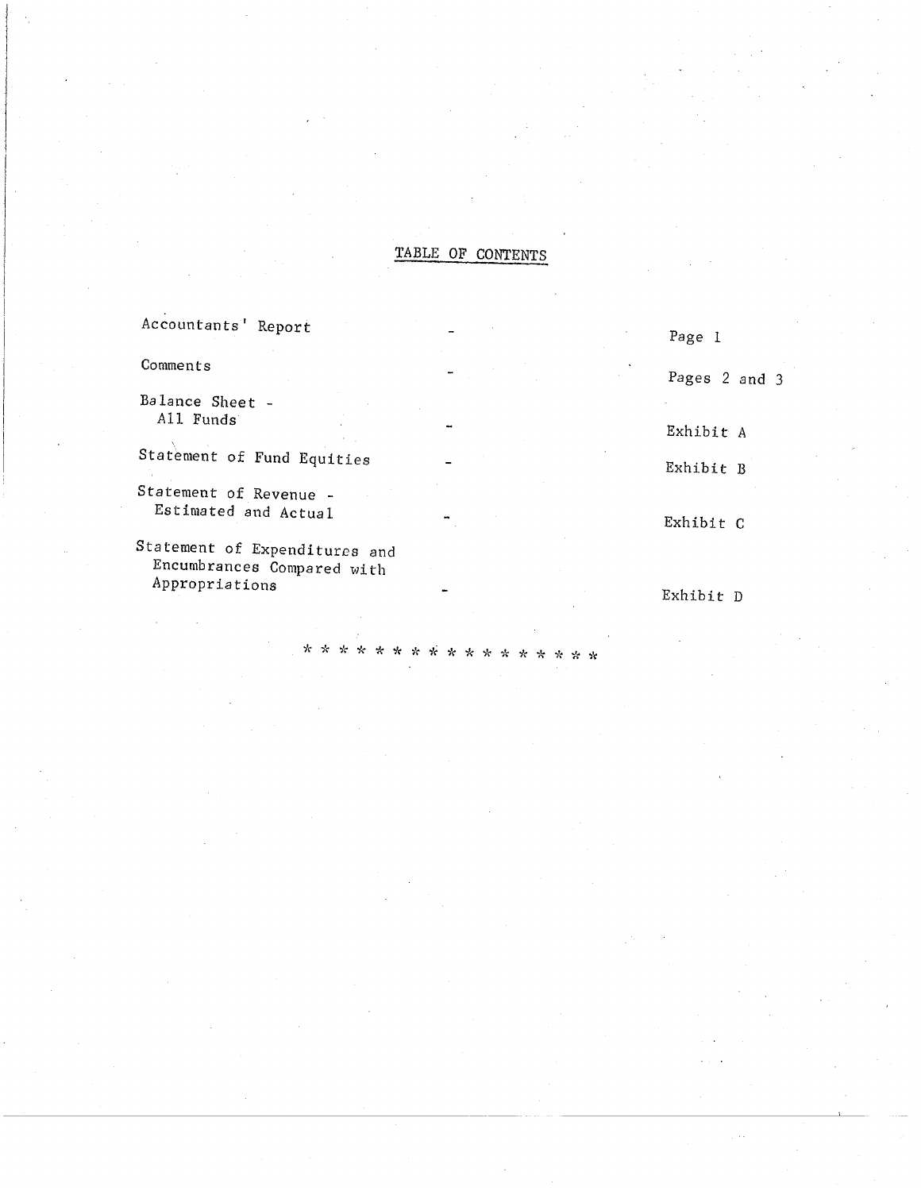# TABLE OF CONTENTS

| | | |
|---|---|---|
| Accountants' Report | - | Page 1 |
| Comments | - | Pages 2 and 3 |
| Balance Sheet - All Funds | - | Exhibit A |
| Statement of Fund Equities | - | Exhibit B |
| Statement of Revenue - Estimated and Actual | - | Exhibit C |
| Statement of Expenditures and Encumbrances Compared with Appropriations | - | Exhibit D |

* * * * * * * * * * * * * * * * *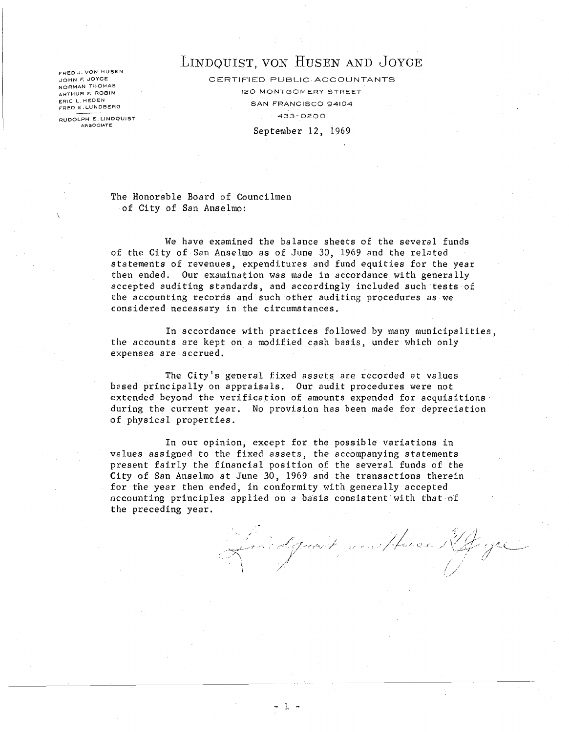FRED J. VON HUSEN
JOHN F. JOYCE
NORMAN THOMAS
ARTHUR F. ROBIN
ERIC L. HEDEN
FRED E. LUNDBERG

RUDOLPH E. LINDQUIST
ASSOCIATE

# LINDQUIST, VON HUSEN AND JOYCE

CERTIFIED PUBLIC ACCOUNTANTS
120 MONTGOMERY STREET
SAN FRANCISCO 94104
433-0200

September 12, 1969

The Honorable Board of Councilmen
of City of San Anselmo:

We have examined the balance sheets of the several funds of the City of San Anselmo as of June 30, 1969 and the related statements of revenues, expenditures and fund equities for the year then ended. Our examination was made in accordance with generally accepted auditing standards, and accordingly included such tests of the accounting records and such other auditing procedures as we considered necessary in the circumstances.

In accordance with practices followed by many municipalities, the accounts are kept on a modified cash basis, under which only expenses are accrued.

The City's general fixed assets are recorded at values based principally on appraisals. Our audit procedures were not extended beyond the verification of amounts expended for acquisitions during the current year. No provision has been made for depreciation of physical properties.

In our opinion, except for the possible variations in values assigned to the fixed assets, the accompanying statements present fairly the financial position of the several funds of the City of San Anselmo at June 30, 1969 and the transactions therein for the year then ended, in conformity with generally accepted accounting principles applied on a basis consistent with that of the preceding year.

Lindquist, von Husen and Joyce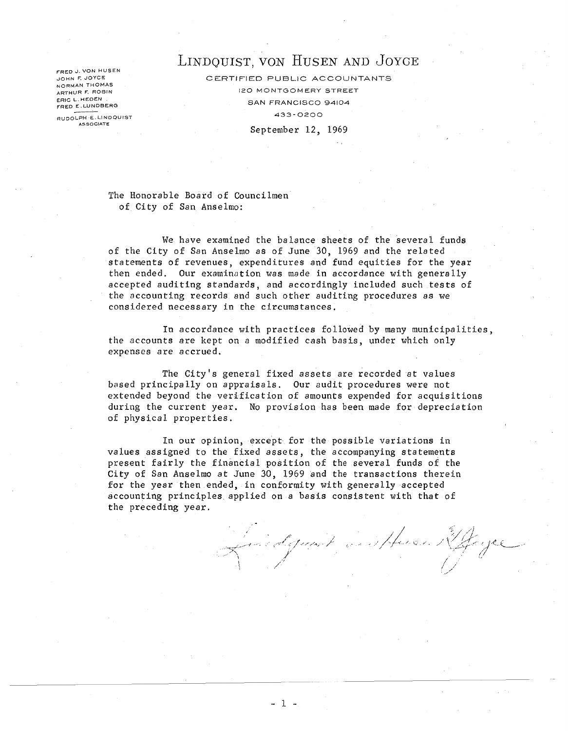FRED J. VON HUSEN
JOHN F. JOYCE
NORMAN THOMAS
ARTHUR F. ROBIN
ERIC L. HEDEN
FRED E. LUNDBERG

RUDOLPH E. LINDQUIST
ASSOCIATE

# LINDQUIST, VON HUSEN AND JOYCE

CERTIFIED PUBLIC ACCOUNTANTS
120 MONTGOMERY STREET
SAN FRANCISCO 94104
433-0200

September 12, 1969

The Honorable Board of Councilmen
of City of San Anselmo:

We have examined the balance sheets of the several funds of the City of San Anselmo as of June 30, 1969 and the related statements of revenues, expenditures and fund equities for the year then ended. Our examination was made in accordance with generally accepted auditing standards, and accordingly included such tests of the accounting records and such other auditing procedures as we considered necessary in the circumstances.

In accordance with practices followed by many municipalities, the accounts are kept on a modified cash basis, under which only expenses are accrued.

The City's general fixed assets are recorded at values based principally on appraisals. Our audit procedures were not extended beyond the verification of amounts expended for acquisitions during the current year. No provision has been made for depreciation of physical properties.

In our opinion, except for the possible variations in values assigned to the fixed assets, the accompanying statements present fairly the financial position of the several funds of the City of San Anselmo at June 30, 1969 and the transactions therein for the year then ended, in conformity with generally accepted accounting principles applied on a basis consistent with that of the preceding year.

Lindquist, von Husen & Joyce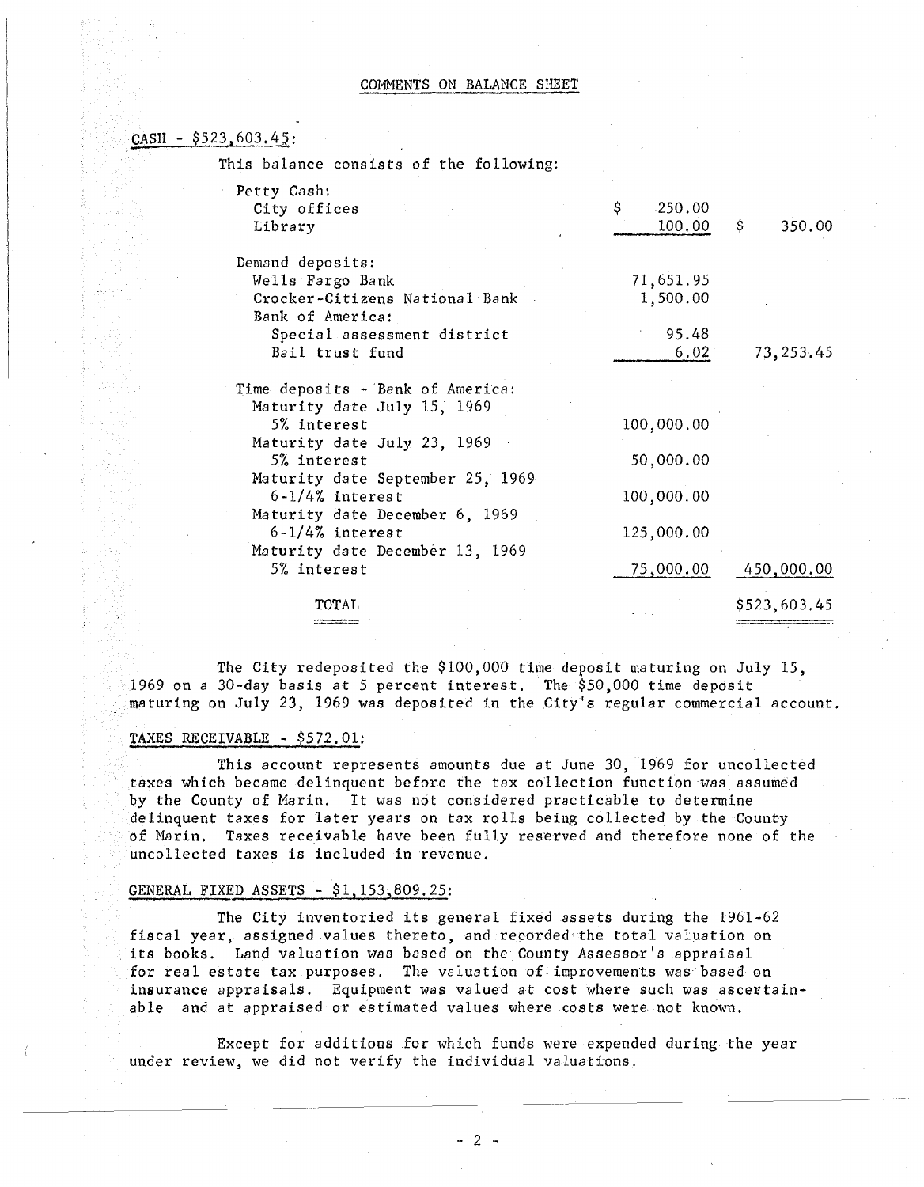# COMMENTS ON BALANCE SHEET

## CASH - $523,603.45:

This balance consists of the following:

| | | |
|---|---|---|
| Petty Cash: | | |
| City offices | $ 250.00 | |
| Library | 100.00 | $ 350.00 |
| Demand deposits: | | |
| Wells Fargo Bank | 71,651.95 | |
| Crocker-Citizens National Bank | 1,500.00 | |
| Bank of America: | | |
| Special assessment district | 95.48 | |
| Bail trust fund | 6.02 | 73,253.45 |
| Time deposits - Bank of America: | | |
| Maturity date July 15, 1969 5% interest | 100,000.00 | |
| Maturity date July 23, 1969 5% interest | 50,000.00 | |
| Maturity date September 25, 1969 6-1/4% interest | 100,000.00 | |
| Maturity date December 6, 1969 6-1/4% interest | 125,000.00 | |
| Maturity date December 13, 1969 5% interest | 75,000.00 | 450,000.00 |
| TOTAL | | $523,603.45 |

The City redeposited the $100,000 time deposit maturing on July 15, 1969 on a 30-day basis at 5 percent interest. The $50,000 time deposit maturing on July 23, 1969 was deposited in the City's regular commercial account.

## TAXES RECEIVABLE - $572.01:

This account represents amounts due at June 30, 1969 for uncollected taxes which became delinquent before the tax collection function was assumed by the County of Marin. It was not considered practicable to determine delinquent taxes for later years on tax rolls being collected by the County of Marin. Taxes receivable have been fully reserved and therefore none of the uncollected taxes is included in revenue.

## GENERAL FIXED ASSETS - $1,153,809.25:

The City inventoried its general fixed assets during the 1961-62 fiscal year, assigned values thereto, and recorded the total valuation on its books. Land valuation was based on the County Assessor's appraisal for real estate tax purposes. The valuation of improvements was based on insurance appraisals. Equipment was valued at cost where such was ascertainable and at appraised or estimated values where costs were not known.

Except for additions for which funds were expended during the year under review, we did not verify the individual valuations.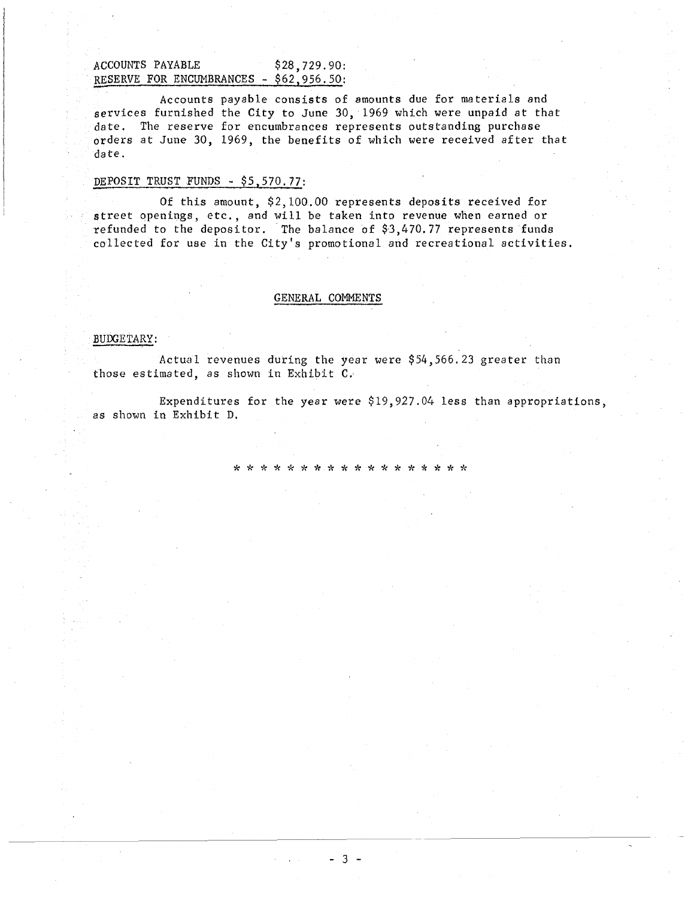ACCOUNTS PAYABLE $28,729.90:
RESERVE FOR ENCUMBRANCES - $62,956.50:

Accounts payable consists of amounts due for materials and services furnished the City to June 30, 1969 which were unpaid at that date. The reserve for encumbrances represents outstanding purchase orders at June 30, 1969, the benefits of which were received after that date.

DEPOSIT TRUST FUNDS - $5,570.77:

Of this amount, $2,100.00 represents deposits received for street openings, etc., and will be taken into revenue when earned or refunded to the depositor. The balance of $3,470.77 represents funds collected for use in the City's promotional and recreational activities.

## GENERAL COMMENTS

BUDGETARY:

Actual revenues during the year were $54,566.23 greater than those estimated, as shown in Exhibit C.

Expenditures for the year were $19,927.04 less than appropriations, as shown in Exhibit D.

* * * * * * * * * * * * * * * * * *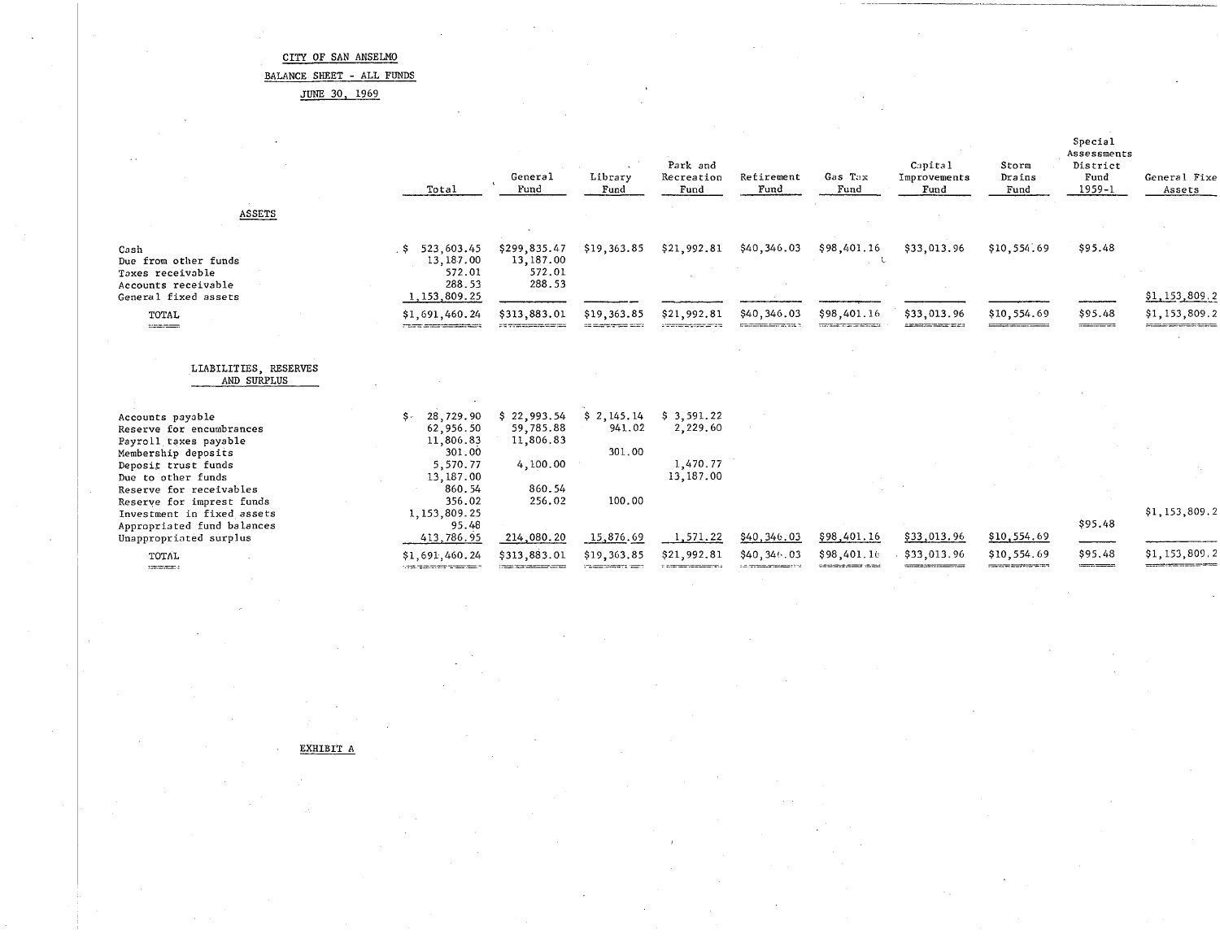CITY OF SAN ANSELMO

BALANCE SHEET - ALL FUNDS

JUNE 30, 1969

| | Total | General Fund | Library Fund | Park and Recreation Fund | Retirement Fund | Gas Tax Fund | Capital Improvements Fund | Storm Drains Fund | Special Assessments District Fund 1959-1 | General Fixed Assets |
|---|---|---|---|---|---|---|---|---|---|---|
| **ASSETS** | | | | | | | | | | |
| Cash | $ 523,603.45 | $299,835.47 | $19,363.85 | $21,992.81 | $40,346.03 | $98,401.16 | $33,013.96 | $10,554.69 | $95.48 | |
| Due from other funds | 13,187.00 | 13,187.00 | | | | | | | | |
| Taxes receivable | 572.01 | 572.01 | | | | | | | | |
| Accounts receivable | 288.53 | 288.53 | | | | | | | | |
| General fixed assets | 1,153,809.25 | | | | | | | | | $1,153,809.2 |
| TOTAL | $1,691,460.24 | $313,883.01 | $19,363.85 | $21,992.81 | $40,346.03 | $98,401.16 | $33,013.96 | $10,554.69 | $95.48 | $1,153,809.2 |
| **LIABILITIES, RESERVES AND SURPLUS** | | | | | | | | | | |
| Accounts payable | $ 28,729.90 | $ 22,993.54 | $ 2,145.14 | $ 3,591.22 | | | | | | |
| Reserve for encumbrances | 62,956.50 | 59,785.88 | 941.02 | 2,229.60 | | | | | | |
| Payroll taxes payable | 11,806.83 | 11,806.83 | | | | | | | | |
| Membership deposits | 301.00 | | 301.00 | | | | | | | |
| Deposit trust funds | 5,570.77 | 4,100.00 | | 1,470.77 | | | | | | |
| Due to other funds | 13,187.00 | | | 13,187.00 | | | | | | |
| Reserve for receivables | 860.54 | 860.54 | | | | | | | | |
| Reserve for imprest funds | 356.02 | 256.02 | 100.00 | | | | | | | |
| Investment in fixed assets | 1,153,809.25 | | | | | | | | | $1,153,809.2 |
| Appropriated fund balances | 95.48 | | | | | | | | $95.48 | |
| Unappropriated surplus | 413,786.95 | 214,080.20 | 15,876.69 | 1,571.22 | $40,346.03 | $98,401.16 | $33,013.96 | $10,554.69 | | |
| TOTAL | $1,691,460.24 | $313,883.01 | $19,363.85 | $21,992.81 | $40,346.03 | $98,401.16 | $33,013.96 | $10,554.69 | $95.48 | $1,153,809.2 |

EXHIBIT A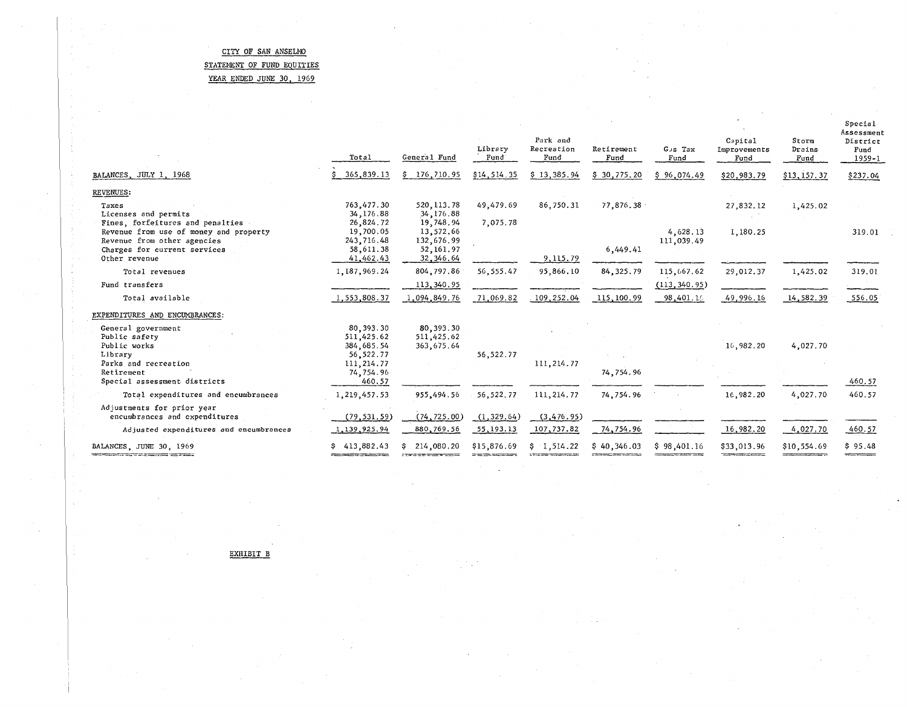CITY OF SAN ANSELMO

STATEMENT OF FUND EQUITIES

YEAR ENDED JUNE 30, 1969

| | Total | General Fund | Library Fund | Park and Recreation Fund | Retirement Fund | Gas Tax Fund | Capital Improvements Fund | Storm Drains Fund | Special Assessment District Fund 1959-1 |
|---|---|---|---|---|---|---|---|---|---|
| BALANCES, JULY 1, 1968 | $ 365,839.13 | $ 176,710.95 | $14,514.35 | $ 13,385.94 | $ 30,775.20 | $ 96,074.49 | $20,983.79 | $13,157.37 | $237.04 |
| REVENUES: | | | | | | | | | |
| Taxes | 763,477.30 | 520,113.78 | 49,479.69 | 86,750.31 | 77,876.38 | | 27,832.12 | 1,425.02 | |
| Licenses and permits | 34,176.88 | 34,176.88 | | | | | | | |
| Fines, forfeitures and penalties | 26,824.72 | 19,748.94 | 7,075.78 | | | | | | |
| Revenue from use of money and property | 19,700.05 | 13,572.66 | | | | 4,628.13 | 1,180.25 | | 319.01 |
| Revenue from other agencies | 243,716.48 | 132,676.99 | | | | 111,039.49 | | | |
| Charges for current services | 58,611.38 | 52,161.97 | | | 6,449.41 | | | | |
| Other revenue | 41,462.43 | 32,346.64 | | 9,115.79 | | | | | |
| Total revenues | 1,187,969.24 | 804,797.86 | 56,555.47 | 95,866.10 | 84,325.79 | 115,667.62 | 29,012.37 | 1,425.02 | 319.01 |
| Fund transfers | | 113,340.95 | | | | (113,340.95) | | | |
| Total available | 1,553,808.37 | 1,094,849.76 | 71,069.82 | 109,252.04 | 115,100.99 | 98,401.16 | 49,996.16 | 14,582.39 | 556.05 |
| EXPENDITURES AND ENCUMBRANCES: | | | | | | | | | |
| General government | 80,393.30 | 80,393.30 | | | | | | | |
| Public safety | 511,425.62 | 511,425.62 | | | | | | | |
| Public works | 384,685.54 | 363,675.64 | | | | | 16,982.20 | 4,027.70 | |
| Library | 56,522.77 | | 56,522.77 | | | | | | |
| Parks and recreation | 111,214.77 | | | 111,214.77 | | | | | |
| Retirement | 74,754.96 | | | | 74,754.96 | | | | |
| Special assessment districts | 460.57 | | | | | | | | 460.57 |
| Total expenditures and encumbrances | 1,219,457.53 | 955,494.56 | 56,522.77 | 111,214.77 | 74,754.96 | | 16,982.20 | 4,027.70 | 460.57 |
| Adjustments for prior year encumbrances and expenditures | (79,531.59) | (74,725.00) | (1,329.64) | (3,476.95) | | | | | |
| Adjusted expenditures and encumbrances | 1,139,925.94 | 880,769.56 | 55,193.13 | 107,737.82 | 74,754.96 | | 16,982.20 | 4,027.70 | 460.57 |
| BALANCES, JUNE 30, 1969 | $ 413,882.43 | $ 214,080.20 | $15,876.69 | $ 1,514.22 | $ 40,346.03 | $ 98,401.16 | $33,013.96 | $10,554.69 | $ 95.48 |

EXHIBIT B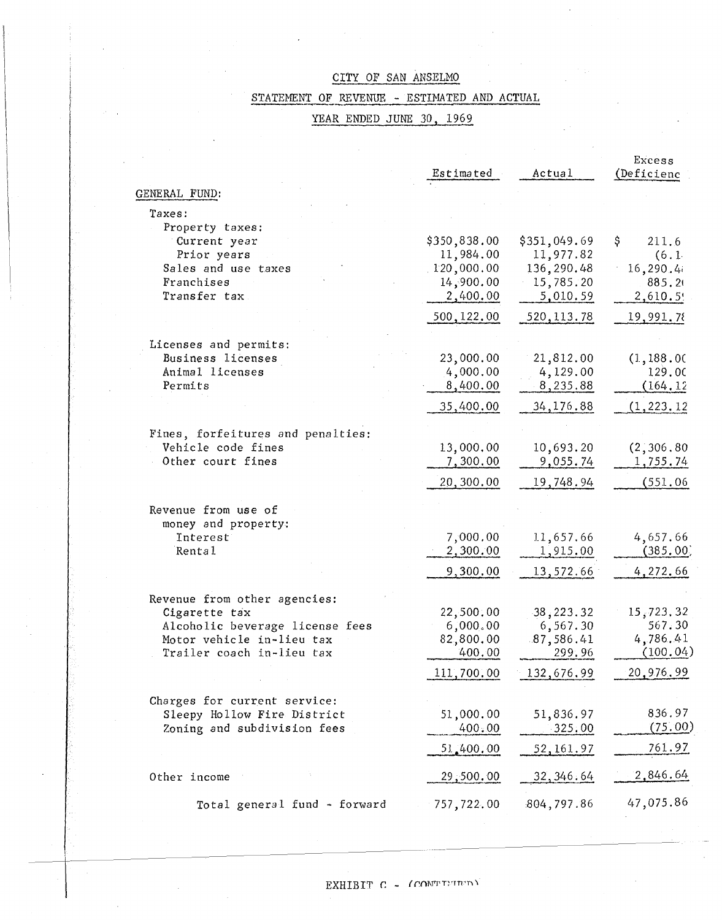CITY OF SAN ANSELMO

STATEMENT OF REVENUE - ESTIMATED AND ACTUAL

YEAR ENDED JUNE 30, 1969

| | Estimated | Actual | Excess (Deficienc |
|---|---|---|---|
| GENERAL FUND: | | | |
| Taxes: | | | |
| Property taxes: | | | |
| Current year | $350,838.00 | $351,049.69 | $ 211.6 |
| Prior years | 11,984.00 | 11,977.82 | (6.1 |
| Sales and use taxes | 120,000.00 | 136,290.48 | 16,290.4 |
| Franchises | 14,900.00 | 15,785.20 | 885.2 |
| Transfer tax | 2,400.00 | 5,010.59 | 2,610.5 |
| | 500,122.00 | 520,113.78 | 19,991.7 |
| Licenses and permits: | | | |
| Business licenses | 23,000.00 | 21,812.00 | (1,188.0 |
| Animal licenses | 4,000.00 | 4,129.00 | 129.0 |
| Permits | 8,400.00 | 8,235.88 | (164.12 |
| | 35,400.00 | 34,176.88 | (1,223.12 |
| Fines, forfeitures and penalties: | | | |
| Vehicle code fines | 13,000.00 | 10,693.20 | (2,306.80 |
| Other court fines | 7,300.00 | 9,055.74 | 1,755.74 |
| | 20,300.00 | 19,748.94 | (551.06 |
| Revenue from use of money and property: | | | |
| Interest | 7,000.00 | 11,657.66 | 4,657.66 |
| Rental | 2,300.00 | 1,915.00 | (385.00) |
| | 9,300.00 | 13,572.66 | 4,272.66 |
| Revenue from other agencies: | | | |
| Cigarette tax | 22,500.00 | 38,223.32 | 15,723.32 |
| Alcoholic beverage license fees | 6,000.00 | 6,567.30 | 567.30 |
| Motor vehicle in-lieu tax | 82,800.00 | 87,586.41 | 4,786.41 |
| Trailer coach in-lieu tax | 400.00 | 299.96 | (100.04) |
| | 111,700.00 | 132,676.99 | 20,976.99 |
| Charges for current service: | | | |
| Sleepy Hollow Fire District | 51,000.00 | 51,836.97 | 836.97 |
| Zoning and subdivision fees | 400.00 | 325.00 | (75.00) |
| | 51,400.00 | 52,161.97 | 761.97 |
| Other income | 29,500.00 | 32,346.64 | 2,846.64 |
| Total general fund - forward | 757,722.00 | 804,797.86 | 47,075.86 |

EXHIBIT C - (CONTINUED)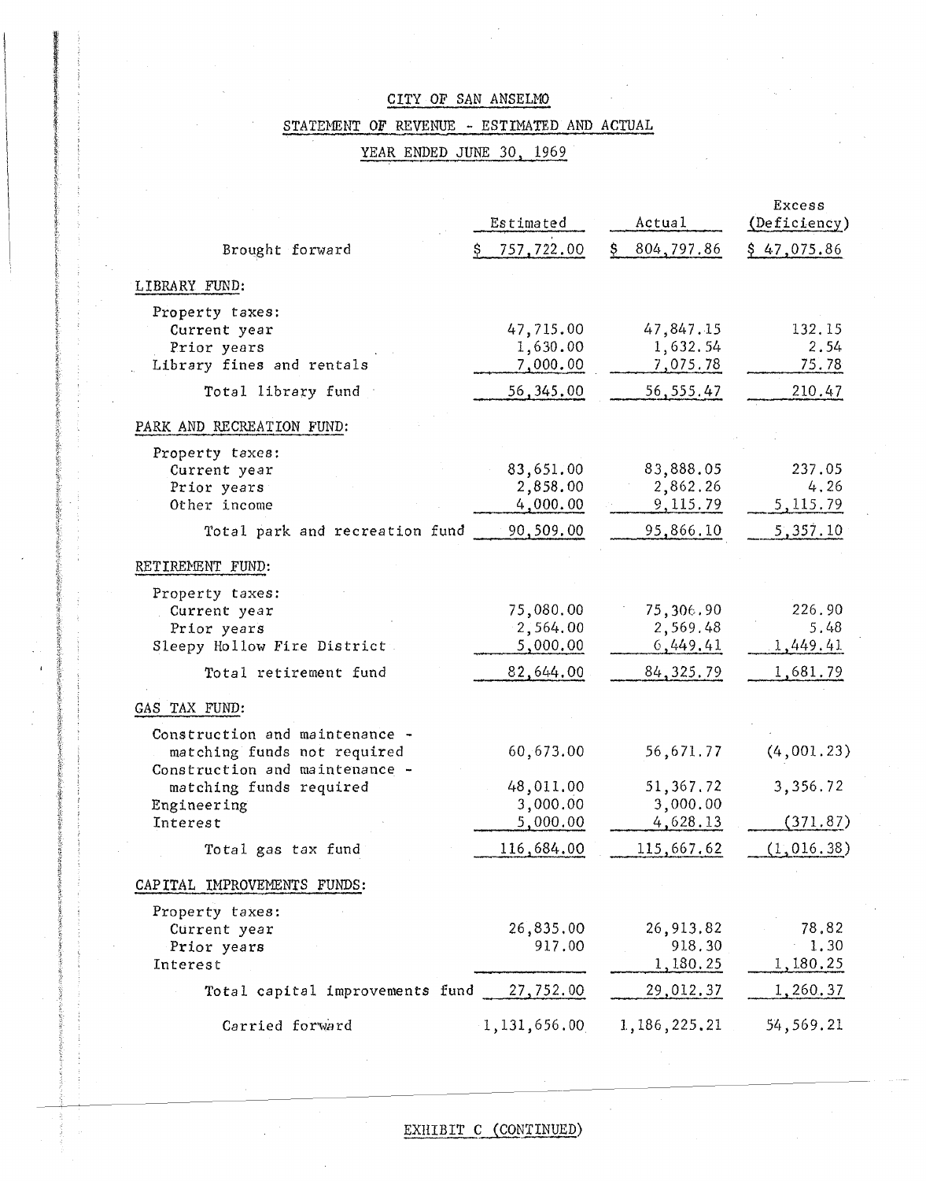# CITY OF SAN ANSELMO

## STATEMENT OF REVENUE - ESTIMATED AND ACTUAL

## YEAR ENDED JUNE 30, 1969

| | Estimated | Actual | Excess (Deficiency) |
|---|---|---|---|
| Brought forward | $ 757,722.00 | $ 804,797.86 | $ 47,075.86 |
| **LIBRARY FUND:** | | | |
| Property taxes: | | | |
| Current year | 47,715.00 | 47,847.15 | 132.15 |
| Prior years | 1,630.00 | 1,632.54 | 2.54 |
| Library fines and rentals | 7,000.00 | 7,075.78 | 75.78 |
| Total library fund | 56,345.00 | 56,555.47 | 210.47 |
| **PARK AND RECREATION FUND:** | | | |
| Property taxes: | | | |
| Current year | 83,651.00 | 83,888.05 | 237.05 |
| Prior years | 2,858.00 | 2,862.26 | 4.26 |
| Other income | 4,000.00 | 9,115.79 | 5,115.79 |
| Total park and recreation fund | 90,509.00 | 95,866.10 | 5,357.10 |
| **RETIREMENT FUND:** | | | |
| Property taxes: | | | |
| Current year | 75,080.00 | 75,306.90 | 226.90 |
| Prior years | 2,564.00 | 2,569.48 | 5.48 |
| Sleepy Hollow Fire District | 5,000.00 | 6,449.41 | 1,449.41 |
| Total retirement fund | 82,644.00 | 84,325.79 | 1,681.79 |
| **GAS TAX FUND:** | | | |
| Construction and maintenance - matching funds not required | 60,673.00 | 56,671.77 | (4,001.23) |
| Construction and maintenance - matching funds required | 48,011.00 | 51,367.72 | 3,356.72 |
| Engineering | 3,000.00 | 3,000.00 | |
| Interest | 5,000.00 | 4,628.13 | (371.87) |
| Total gas tax fund | 116,684.00 | 115,667.62 | (1,016.38) |
| **CAPITAL IMPROVEMENTS FUNDS:** | | | |
| Property taxes: | | | |
| Current year | 26,835.00 | 26,913.82 | 78.82 |
| Prior years | 917.00 | 918.30 | 1.30 |
| Interest | | 1,180.25 | 1,180.25 |
| Total capital improvements fund | 27,752.00 | 29,012.37 | 1,260.37 |
| Carried forward | 1,131,656.00 | 1,186,225.21 | 54,569.21 |

EXHIBIT C (CONTINUED)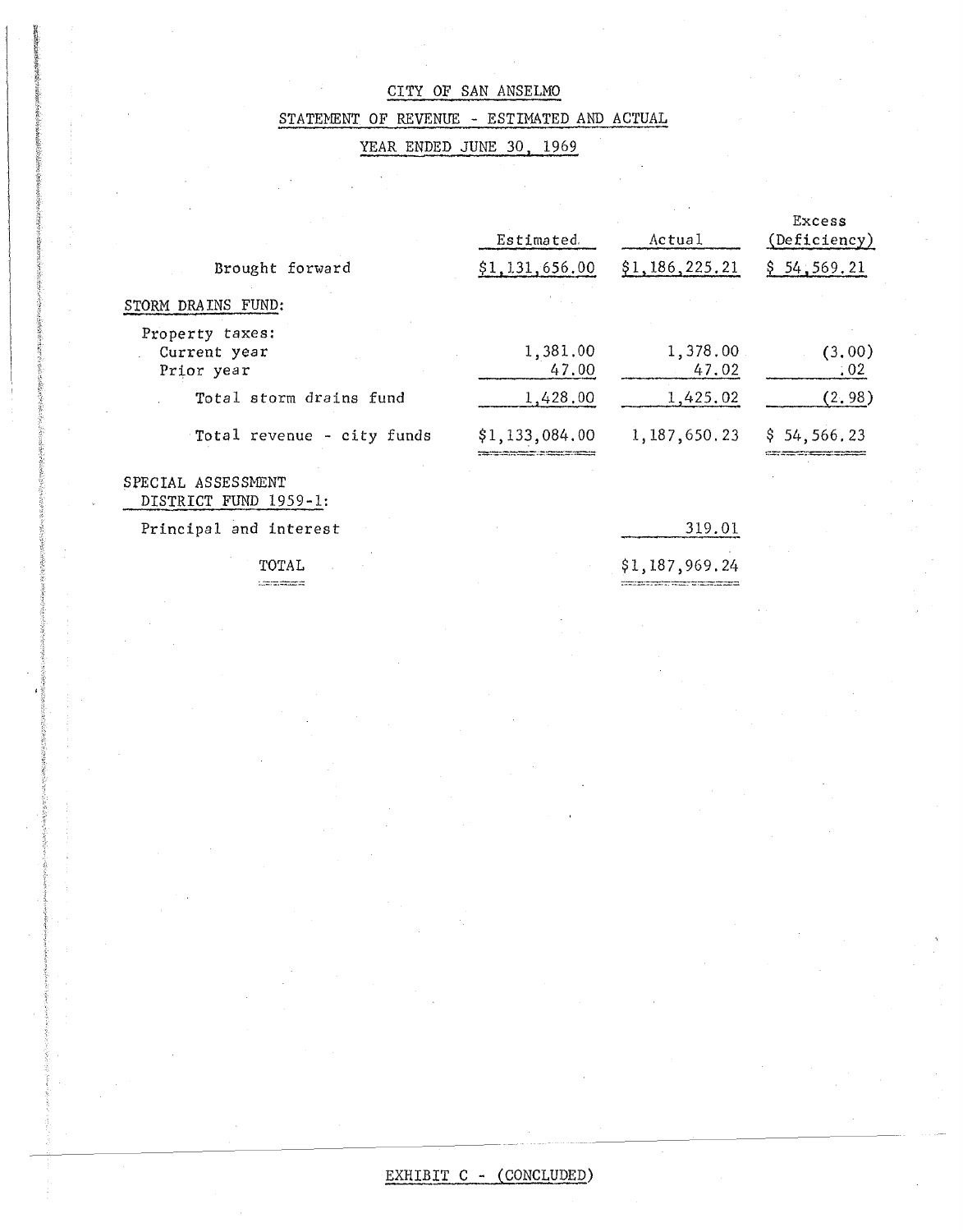CITY OF SAN ANSELMO

STATEMENT OF REVENUE - ESTIMATED AND ACTUAL

YEAR ENDED JUNE 30, 1969

| | Estimated | Actual | Excess (Deficiency) |
|---|---|---|---|
| Brought forward | $1,131,656.00 | $1,186,225.21 | $ 54,569.21 |
| STORM DRAINS FUND: | | | |
| Property taxes: | | | |
| Current year | 1,381.00 | 1,378.00 | (3.00) |
| Prior year | 47.00 | 47.02 | .02 |
| Total storm drains fund | 1,428.00 | 1,425.02 | (2.98) |
| Total revenue - city funds | $1,133,084.00 | 1,187,650.23 | $ 54,566.23 |
| SPECIAL ASSESSMENT DISTRICT FUND 1959-1: | | | |
| Principal and interest | | 319.01 | |
| TOTAL | | $1,187,969.24 | |

EXHIBIT C - (CONCLUDED)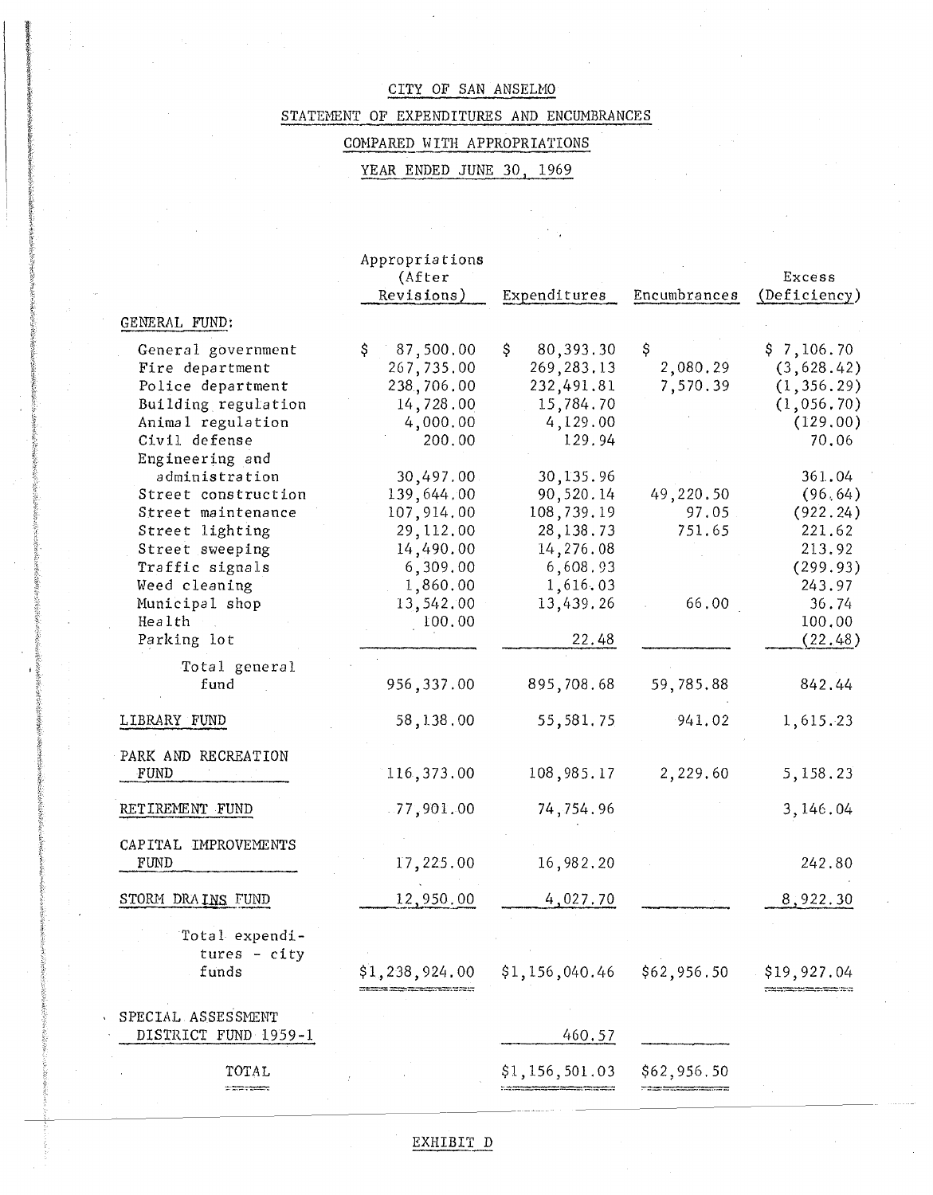CITY OF SAN ANSELMO

STATEMENT OF EXPENDITURES AND ENCUMBRANCES

COMPARED WITH APPROPRIATIONS

YEAR ENDED JUNE 30, 1969

| | Appropriations (After Revisions) | Expenditures | Encumbrances | Excess (Deficiency) |
|---|---|---|---|---|
| GENERAL FUND: | | | | |
| General government | $ 87,500.00 | $ 80,393.30 | $ | $ 7,106.70 |
| Fire department | 267,735.00 | 269,283.13 | 2,080.29 | (3,628.42) |
| Police department | 238,706.00 | 232,491.81 | 7,570.39 | (1,356.29) |
| Building regulation | 14,728.00 | 15,784.70 | | (1,056.70) |
| Animal regulation | 4,000.00 | 4,129.00 | | (129.00) |
| Civil defense | 200.00 | 129.94 | | 70.06 |
| Engineering and administration | 30,497.00 | 30,135.96 | | 361.04 |
| Street construction | 139,644.00 | 90,520.14 | 49,220.50 | (96.64) |
| Street maintenance | 107,914.00 | 108,739.19 | 97.05 | (922.24) |
| Street lighting | 29,112.00 | 28,138.73 | 751.65 | 221.62 |
| Street sweeping | 14,490.00 | 14,276.08 | | 213.92 |
| Traffic signals | 6,309.00 | 6,608.93 | | (299.93) |
| Weed cleaning | 1,860.00 | 1,616.03 | | 243.97 |
| Municipal shop | 13,542.00 | 13,439.26 | 66.00 | 36.74 |
| Health | 100.00 | | | 100.00 |
| Parking lot | | 22.48 | | (22.48) |
| Total general fund | 956,337.00 | 895,708.68 | 59,785.88 | 842.44 |
| LIBRARY FUND | 58,138.00 | 55,581.75 | 941.02 | 1,615.23 |
| PARK AND RECREATION FUND | 116,373.00 | 108,985.17 | 2,229.60 | 5,158.23 |
| RETIREMENT FUND | 77,901.00 | 74,754.96 | | 3,146.04 |
| CAPITAL IMPROVEMENTS FUND | 17,225.00 | 16,982.20 | | 242.80 |
| STORM DRAINS FUND | 12,950.00 | 4,027.70 | | 8,922.30 |
| Total expenditures - city funds | $1,238,924.00 | $1,156,040.46 | $62,956.50 | $19,927.04 |
| SPECIAL ASSESSMENT DISTRICT FUND 1959-1 | | 460.57 | | |
| TOTAL | | $1,156,501.03 | $62,956.50 | |

EXHIBIT D